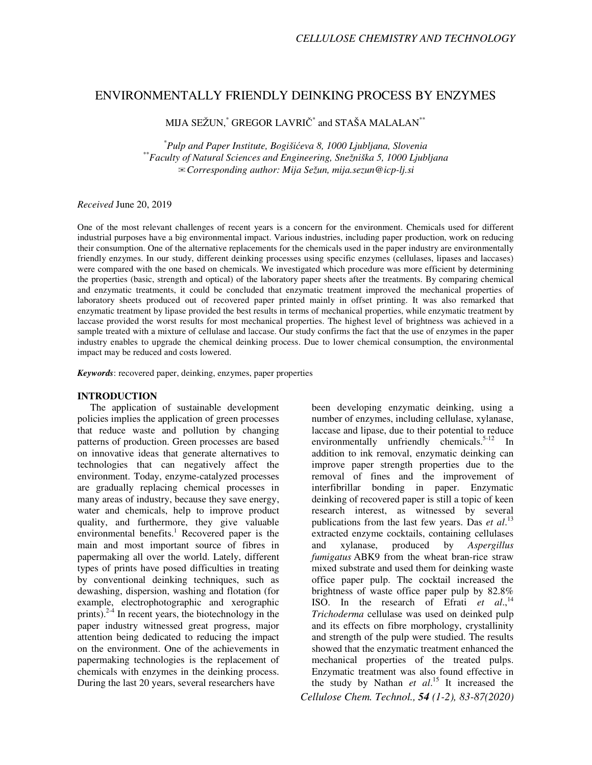# ENVIRONMENTALLY FRIENDLY DEINKING PROCESS BY ENZYMES

MIJA SEŽUN,[*] GREGOR LAVRIČ[*] and STAŠA MALALAN[**]

[*]*Pulp and Paper Institute, Bogišićeva 8, 1000 Ljubljana, Slovenia*
[**]*Faculty of Natural Sciences and Engineering, Snežniška 5, 1000 Ljubljana*
✉*Corresponding author: Mija Sežun, mija.sezun@icp-lj.si*

*Received* June 20, 2019

One of the most relevant challenges of recent years is a concern for the environment. Chemicals used for different industrial purposes have a big environmental impact. Various industries, including paper production, work on reducing their consumption. One of the alternative replacements for the chemicals used in the paper industry are environmentally friendly enzymes. In our study, different deinking processes using specific enzymes (cellulases, lipases and laccases) were compared with the one based on chemicals. We investigated which procedure was more efficient by determining the properties (basic, strength and optical) of the laboratory paper sheets after the treatments. By comparing chemical and enzymatic treatments, it could be concluded that enzymatic treatment improved the mechanical properties of laboratory sheets produced out of recovered paper printed mainly in offset printing. It was also remarked that enzymatic treatment by lipase provided the best results in terms of mechanical properties, while enzymatic treatment by laccase provided the worst results for most mechanical properties. The highest level of brightness was achieved in a sample treated with a mixture of cellulase and laccase. Our study confirms the fact that the use of enzymes in the paper industry enables to upgrade the chemical deinking process. Due to lower chemical consumption, the environmental impact may be reduced and costs lowered.

***Keywords***: recovered paper, deinking, enzymes, paper properties

## INTRODUCTION

The application of sustainable development policies implies the application of green processes that reduce waste and pollution by changing patterns of production. Green processes are based on innovative ideas that generate alternatives to technologies that can negatively affect the environment. Today, enzyme-catalyzed processes are gradually replacing chemical processes in many areas of industry, because they save energy, water and chemicals, help to improve product quality, and furthermore, they give valuable environmental benefits.[1] Recovered paper is the main and most important source of fibres in papermaking all over the world. Lately, different types of prints have posed difficulties in treating by conventional deinking techniques, such as dewashing, dispersion, washing and flotation (for example, electrophotographic and xerographic prints).[2-4] In recent years, the biotechnology in the paper industry witnessed great progress, major attention being dedicated to reducing the impact on the environment. One of the achievements in papermaking technologies is the replacement of chemicals with enzymes in the deinking process. During the last 20 years, several researchers have been developing enzymatic deinking, using a number of enzymes, including cellulase, xylanase, laccase and lipase, due to their potential to reduce environmentally unfriendly chemicals.[5-12] In addition to ink removal, enzymatic deinking can improve paper strength properties due to the removal of fines and the improvement of interfibrillar bonding in paper. Enzymatic deinking of recovered paper is still a topic of keen research interest, as witnessed by several publications from the last few years. Das *et al*.[13] extracted enzyme cocktails, containing cellulases and xylanase, produced by *Aspergillus fumigatus* ABK9 from the wheat bran-rice straw mixed substrate and used them for deinking waste office paper pulp. The cocktail increased the brightness of waste office paper pulp by 82.8% ISO. In the research of Efrati *et al*.,[14] *Trichoderma* cellulase was used on deinked pulp and its effects on fibre morphology, crystallinity and strength of the pulp were studied. The results showed that the enzymatic treatment enhanced the mechanical properties of the treated pulps. Enzymatic treatment was also found effective in the study by Nathan *et al*.[15] It increased the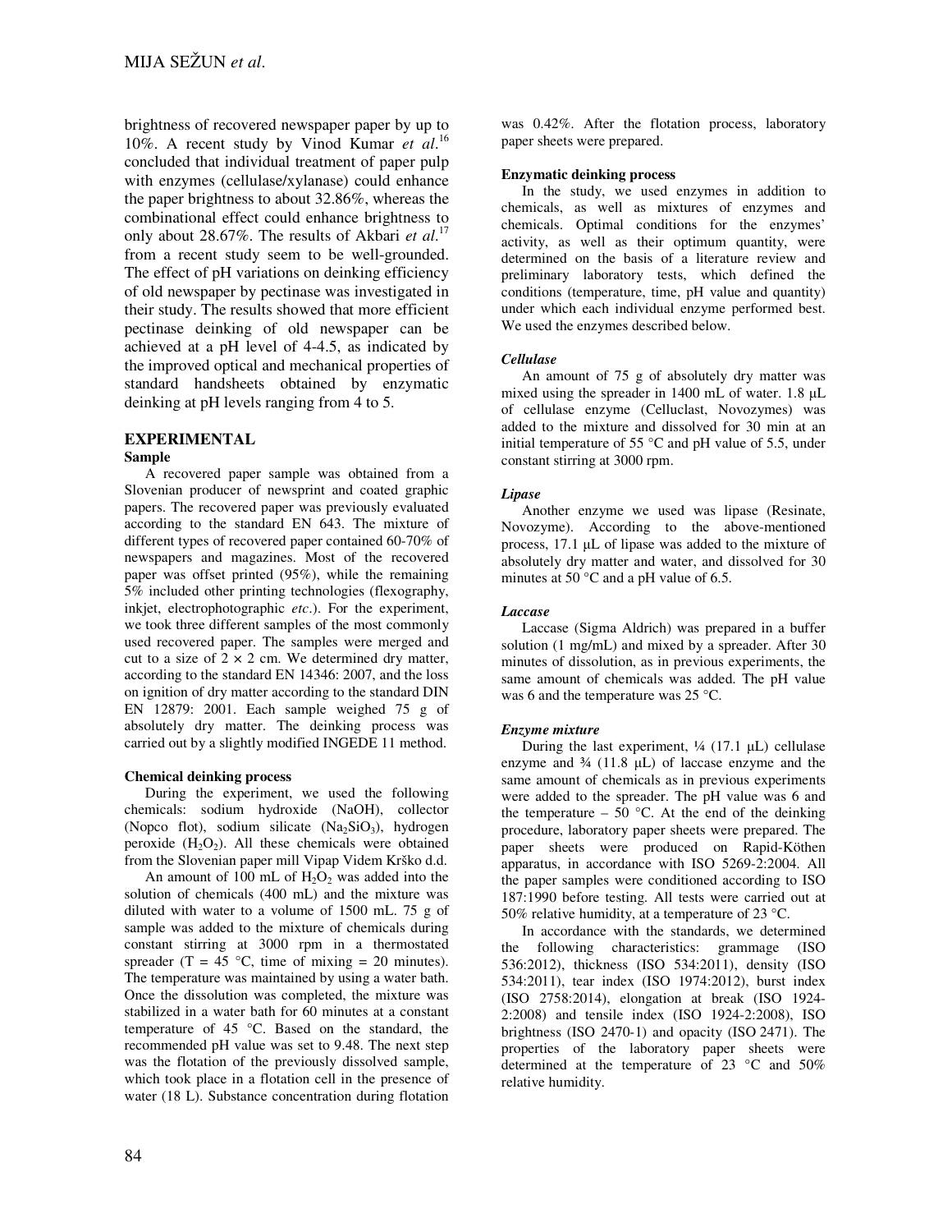brightness of recovered newspaper paper by up to 10%. A recent study by Vinod Kumar *et al.*[16] concluded that individual treatment of paper pulp with enzymes (cellulase/xylanase) could enhance the paper brightness to about 32.86%, whereas the combinational effect could enhance brightness to only about 28.67%. The results of Akbari *et al.*[17] from a recent study seem to be well-grounded. The effect of pH variations on deinking efficiency of old newspaper by pectinase was investigated in their study. The results showed that more efficient pectinase deinking of old newspaper can be achieved at a pH level of 4-4.5, as indicated by the improved optical and mechanical properties of standard handsheets obtained by enzymatic deinking at pH levels ranging from 4 to 5.

## EXPERIMENTAL

### Sample

A recovered paper sample was obtained from a Slovenian producer of newsprint and coated graphic papers. The recovered paper was previously evaluated according to the standard EN 643. The mixture of different types of recovered paper contained 60-70% of newspapers and magazines. Most of the recovered paper was offset printed (95%), while the remaining 5% included other printing technologies (flexography, inkjet, electrophotographic *etc*.). For the experiment, we took three different samples of the most commonly used recovered paper. The samples were merged and cut to a size of 2 × 2 cm. We determined dry matter, according to the standard EN 14346: 2007, and the loss on ignition of dry matter according to the standard DIN EN 12879: 2001. Each sample weighed 75 g of absolutely dry matter. The deinking process was carried out by a slightly modified INGEDE 11 method.

### Chemical deinking process

During the experiment, we used the following chemicals: sodium hydroxide (NaOH), collector (Nopco flot), sodium silicate ($Na_2SiO_3$), hydrogen peroxide ($H_2O_2$). All these chemicals were obtained from the Slovenian paper mill Vipap Videm Krško d.d.

An amount of 100 mL of $H_2O_2$ was added into the solution of chemicals (400 mL) and the mixture was diluted with water to a volume of 1500 mL. 75 g of sample was added to the mixture of chemicals during constant stirring at 3000 rpm in a thermostated spreader (T = 45 °C, time of mixing = 20 minutes). The temperature was maintained by using a water bath. Once the dissolution was completed, the mixture was stabilized in a water bath for 60 minutes at a constant temperature of 45 °C. Based on the standard, the recommended pH value was set to 9.48. The next step was the flotation of the previously dissolved sample, which took place in a flotation cell in the presence of water (18 L). Substance concentration during flotation was 0.42%. After the flotation process, laboratory paper sheets were prepared.

### Enzymatic deinking process

In the study, we used enzymes in addition to chemicals, as well as mixtures of enzymes and chemicals. Optimal conditions for the enzymes' activity, as well as their optimum quantity, were determined on the basis of a literature review and preliminary laboratory tests, which defined the conditions (temperature, time, pH value and quantity) under which each individual enzyme performed best. We used the enzymes described below.

#### *Cellulase*

An amount of 75 g of absolutely dry matter was mixed using the spreader in 1400 mL of water. 1.8 µL of cellulase enzyme (Celluclast, Novozymes) was added to the mixture and dissolved for 30 min at an initial temperature of 55 °C and pH value of 5.5, under constant stirring at 3000 rpm.

#### *Lipase*

Another enzyme we used was lipase (Resinate, Novozyme). According to the above-mentioned process, 17.1 µL of lipase was added to the mixture of absolutely dry matter and water, and dissolved for 30 minutes at 50 °C and a pH value of 6.5.

#### *Laccase*

Laccase (Sigma Aldrich) was prepared in a buffer solution (1 mg/mL) and mixed by a spreader. After 30 minutes of dissolution, as in previous experiments, the same amount of chemicals was added. The pH value was 6 and the temperature was 25 °C.

#### *Enzyme mixture*

During the last experiment, ¼ (17.1 µL) cellulase enzyme and ¾ (11.8 µL) of laccase enzyme and the same amount of chemicals as in previous experiments were added to the spreader. The pH value was 6 and the temperature – 50 °C. At the end of the deinking procedure, laboratory paper sheets were prepared. The paper sheets were produced on Rapid-Köthen apparatus, in accordance with ISO 5269-2:2004. All the paper samples were conditioned according to ISO 187:1990 before testing. All tests were carried out at 50% relative humidity, at a temperature of 23 °C.

In accordance with the standards, we determined the following characteristics: grammage (ISO 536:2012), thickness (ISO 534:2011), density (ISO 534:2011), tear index (ISO 1974:2012), burst index (ISO 2758:2014), elongation at break (ISO 1924-2:2008) and tensile index (ISO 1924-2:2008), ISO brightness (ISO 2470-1) and opacity (ISO 2471). The properties of the laboratory paper sheets were determined at the temperature of 23 °C and 50% relative humidity.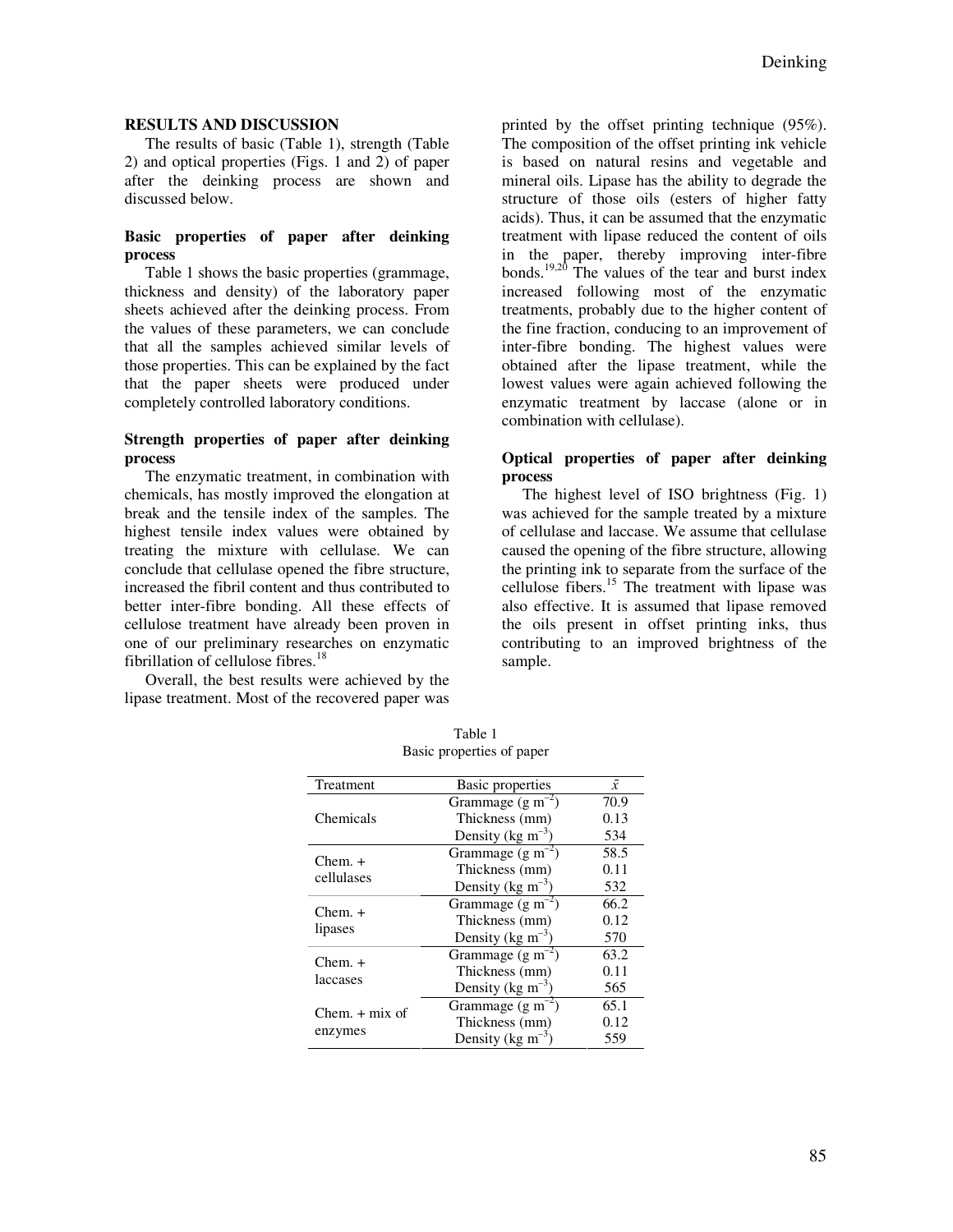## RESULTS AND DISCUSSION

The results of basic (Table 1), strength (Table 2) and optical properties (Figs. 1 and 2) of paper after the deinking process are shown and discussed below.

### Basic properties of paper after deinking process

Table 1 shows the basic properties (grammage, thickness and density) of the laboratory paper sheets achieved after the deinking process. From the values of these parameters, we can conclude that all the samples achieved similar levels of those properties. This can be explained by the fact that the paper sheets were produced under completely controlled laboratory conditions.

### Strength properties of paper after deinking process

The enzymatic treatment, in combination with chemicals, has mostly improved the elongation at break and the tensile index of the samples. The highest tensile index values were obtained by treating the mixture with cellulase. We can conclude that cellulase opened the fibre structure, increased the fibril content and thus contributed to better inter-fibre bonding. All these effects of cellulose treatment have already been proven in one of our preliminary researches on enzymatic fibrillation of cellulose fibres.[18]

Overall, the best results were achieved by the lipase treatment. Most of the recovered paper was printed by the offset printing technique (95%). The composition of the offset printing ink vehicle is based on natural resins and vegetable and mineral oils. Lipase has the ability to degrade the structure of those oils (esters of higher fatty acids). Thus, it can be assumed that the enzymatic treatment with lipase reduced the content of oils in the paper, thereby improving inter-fibre bonds.[19,20] The values of the tear and burst index increased following most of the enzymatic treatments, probably due to the higher content of the fine fraction, conducing to an improvement of inter-fibre bonding. The highest values were obtained after the lipase treatment, while the lowest values were again achieved following the enzymatic treatment by laccase (alone or in combination with cellulase).

### Optical properties of paper after deinking process

The highest level of ISO brightness (Fig. 1) was achieved for the sample treated by a mixture of cellulase and laccase. We assume that cellulase caused the opening of the fibre structure, allowing the printing ink to separate from the surface of the cellulose fibers.[15] The treatment with lipase was also effective. It is assumed that lipase removed the oils present in offset printing inks, thus contributing to an improved brightness of the sample.

Table 1
Basic properties of paper

| Treatment | Basic properties | $\bar{x}$ |
|---|---|---|
| Chemicals | Grammage (g m$^{-2}$) | 70.9 |
| | Thickness (mm) | 0.13 |
| | Density (kg m$^{-3}$) | 534 |
| Chem. + cellulases | Grammage (g m$^{-2}$) | 58.5 |
| | Thickness (mm) | 0.11 |
| | Density (kg m$^{-3}$) | 532 |
| Chem. + lipases | Grammage (g m$^{-2}$) | 66.2 |
| | Thickness (mm) | 0.12 |
| | Density (kg m$^{-3}$) | 570 |
| Chem. + laccases | Grammage (g m$^{-2}$) | 63.2 |
| | Thickness (mm) | 0.11 |
| | Density (kg m$^{-3}$) | 565 |
| Chem. + mix of enzymes | Grammage (g m$^{-2}$) | 65.1 |
| | Thickness (mm) | 0.12 |
| | Density (kg m$^{-3}$) | 559 |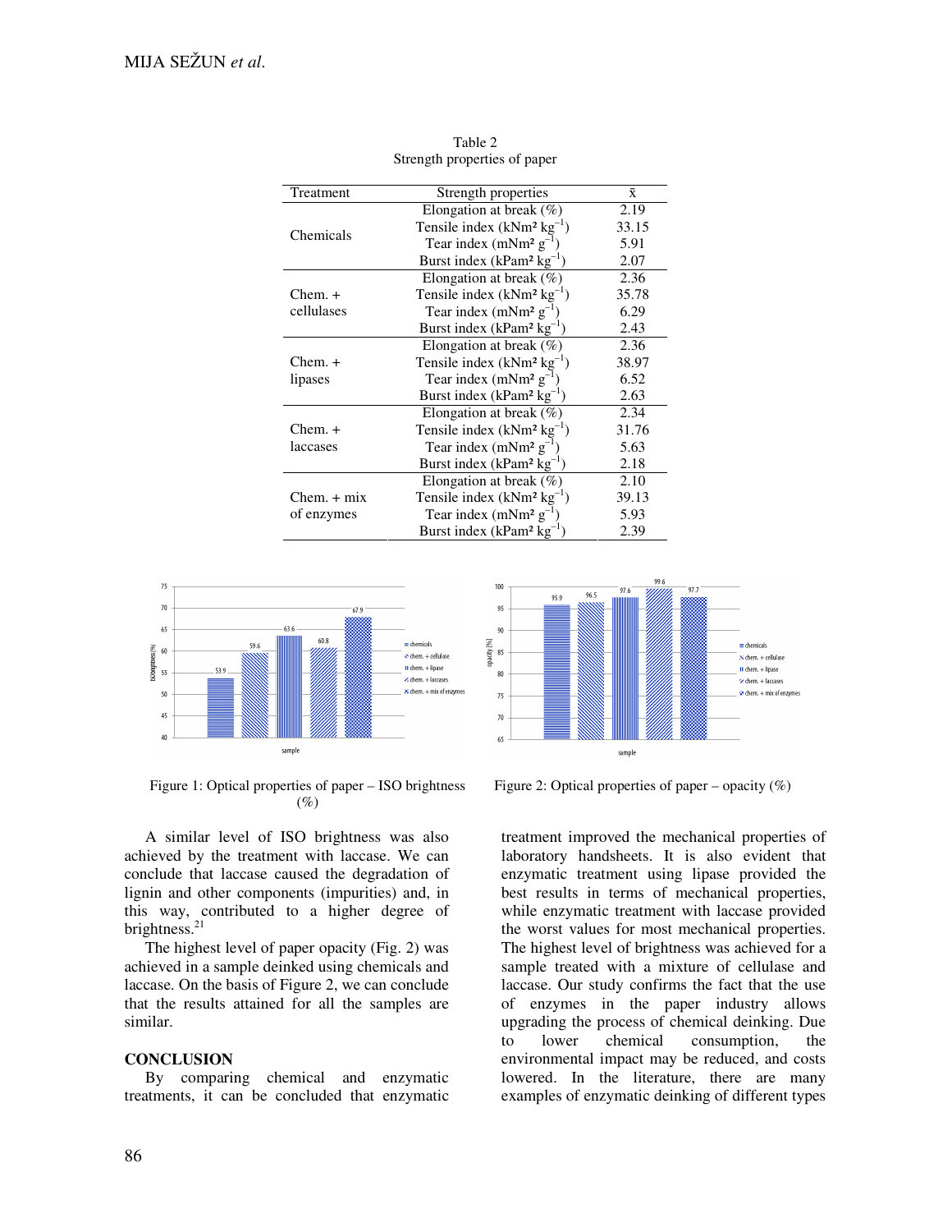Table 2
Strength properties of paper

| Treatment | Strength properties | x̄ |
|---|---|---|
| Chemicals | Elongation at break (%) | 2.19 |
| | Tensile index (kNm² kg$^{-1}$) | 33.15 |
| | Tear index (mNm² g$^{-1}$) | 5.91 |
| | Burst index (kPam² kg$^{-1}$) | 2.07 |
| Chem. + cellulases | Elongation at break (%) | 2.36 |
| | Tensile index (kNm² kg$^{-1}$) | 35.78 |
| | Tear index (mNm² g$^{-1}$) | 6.29 |
| | Burst index (kPam² kg$^{-1}$) | 2.43 |
| Chem. + lipases | Elongation at break (%) | 2.36 |
| | Tensile index (kNm² kg$^{-1}$) | 38.97 |
| | Tear index (mNm² g$^{-1}$) | 6.52 |
| | Burst index (kPam² kg$^{-1}$) | 2.63 |
| Chem. + laccases | Elongation at break (%) | 2.34 |
| | Tensile index (kNm² kg$^{-1}$) | 31.76 |
| | Tear index (mNm² g$^{-1}$) | 5.63 |
| | Burst index (kPam² kg$^{-1}$) | 2.18 |
| Chem. + mix of enzymes | Elongation at break (%) | 2.10 |
| | Tensile index (kNm² kg$^{-1}$) | 39.13 |
| | Tear index (mNm² g$^{-1}$) | 5.93 |
| | Burst index (kPam² kg$^{-1}$) | 2.39 |

Figure 1: Optical properties of paper – ISO brightness (%)

Figure 2: Optical properties of paper – opacity (%)

A similar level of ISO brightness was also achieved by the treatment with laccase. We can conclude that laccase caused the degradation of lignin and other components (impurities) and, in this way, contributed to a higher degree of brightness.[21]

The highest level of paper opacity (Fig. 2) was achieved in a sample deinked using chemicals and laccase. On the basis of Figure 2, we can conclude that the results attained for all the samples are similar.

## CONCLUSION

By comparing chemical and enzymatic treatments, it can be concluded that enzymatic treatment improved the mechanical properties of laboratory handsheets. It is also evident that enzymatic treatment using lipase provided the best results in terms of mechanical properties, while enzymatic treatment with laccase provided the worst values for most mechanical properties. The highest level of brightness was achieved for a sample treated with a mixture of cellulase and laccase. Our study confirms the fact that the use of enzymes in the paper industry allows upgrading the process of chemical deinking. Due to lower chemical consumption, the environmental impact may be reduced, and costs lowered. In the literature, there are many examples of enzymatic deinking of different types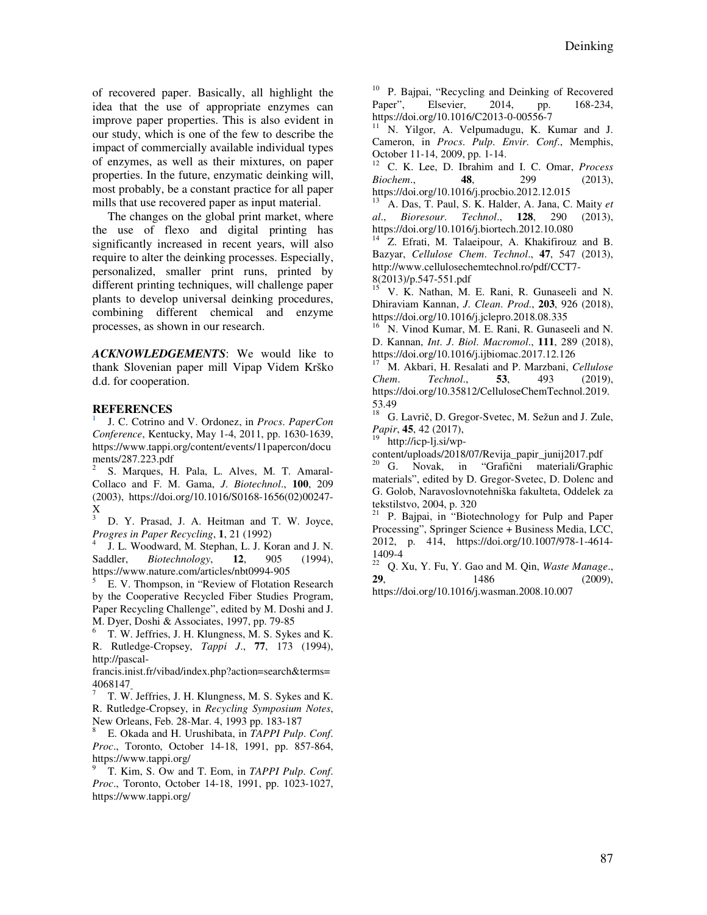of recovered paper. Basically, all highlight the idea that the use of appropriate enzymes can improve paper properties. This is also evident in our study, which is one of the few to describe the impact of commercially available individual types of enzymes, as well as their mixtures, on paper properties. In the future, enzymatic deinking will, most probably, be a constant practice for all paper mills that use recovered paper as input material.

The changes on the global print market, where the use of flexo and digital printing has significantly increased in recent years, will also require to alter the deinking processes. Especially, personalized, smaller print runs, printed by different printing techniques, will challenge paper plants to develop universal deinking procedures, combining different chemical and enzyme processes, as shown in our research.

***ACKNOWLEDGEMENTS***: We would like to thank Slovenian paper mill Vipap Videm Krško d.d. for cooperation.

## REFERENCES

[1] J. C. Cotrino and V. Ordonez, in *Procs. PaperCon Conference*, Kentucky, May 1-4, 2011, pp. 1630-1639, https://www.tappi.org/content/events/11papercon/documents/287.223.pdf

[2] S. Marques, H. Pala, L. Alves, M. T. Amaral-Collaco and F. M. Gama, *J. Biotechnol.*, **100**, 209 (2003), https://doi.org/10.1016/S0168-1656(02)00247-X

[3] D. Y. Prasad, J. A. Heitman and T. W. Joyce, *Progres in Paper Recycling*, **1**, 21 (1992)

[4] J. L. Woodward, M. Stephan, L. J. Koran and J. N. Saddler, *Biotechnology*, **12**, 905 (1994), https://www.nature.com/articles/nbt0994-905

[5] E. V. Thompson, in "Review of Flotation Research by the Cooperative Recycled Fiber Studies Program, Paper Recycling Challenge", edited by M. Doshi and J. M. Dyer, Doshi & Associates, 1997, pp. 79-85

[6] T. W. Jeffries, J. H. Klungness, M. S. Sykes and K. R. Rutledge-Cropsey, *Tappi J.*, **77**, 173 (1994), http://pascal-francis.inist.fr/vibad/index.php?action=search&terms=4068147

[7] T. W. Jeffries, J. H. Klungness, M. S. Sykes and K. R. Rutledge-Cropsey, in *Recycling Symposium Notes*, New Orleans, Feb. 28-Mar. 4, 1993 pp. 183-187

[8] E. Okada and H. Urushibata, in *TAPPI Pulp. Conf. Proc.*, Toronto, October 14-18, 1991, pp. 857-864, https://www.tappi.org/

[9] T. Kim, S. Ow and T. Eom, in *TAPPI Pulp. Conf. Proc.*, Toronto, October 14-18, 1991, pp. 1023-1027, https://www.tappi.org/

[10] P. Bajpai, "Recycling and Deinking of Recovered Paper", Elsevier, 2014, pp. 168-234, https://doi.org/10.1016/C2013-0-00556-7

[11] N. Yilgor, A. Velpumadugu, K. Kumar and J. Cameron, in *Procs. Pulp. Envir. Conf.*, Memphis, October 11-14, 2009, pp. 1-14.

[12] C. K. Lee, D. Ibrahim and I. C. Omar, *Process Biochem.*, **48**, 299 (2013), https://doi.org/10.1016/j.procbio.2012.12.015

[13] A. Das, T. Paul, S. K. Halder, A. Jana, C. Maity *et al.*, *Bioresour. Technol.*, **128**, 290 (2013), https://doi.org/10.1016/j.biortech.2012.10.080

[14] Z. Efrati, M. Talaeipour, A. Khakifirouz and B. Bazyar, *Cellulose Chem. Technol.*, **47**, 547 (2013), http://www.cellulosechemtechnol.ro/pdf/CCT7-8(2013)/p.547-551.pdf

[15] V. K. Nathan, M. E. Rani, R. Gunaseeli and N. Dhiraviam Kannan, *J. Clean. Prod.*, **203**, 926 (2018), https://doi.org/10.1016/j.jclepro.2018.08.335

[16] N. Vinod Kumar, M. E. Rani, R. Gunaseeli and N. D. Kannan, *Int. J. Biol. Macromol.*, **111**, 289 (2018), https://doi.org/10.1016/j.ijbiomac.2017.12.126

[17] M. Akbari, H. Resalati and P. Marzbani, *Cellulose Chem. Technol.*, **53**, 493 (2019), https://doi.org/10.35812/CelluloseChemTechnol.2019.53.49

[18] G. Lavrič, D. Gregor-Svetec, M. Sežun and J. Zule, *Papir*, **45**, 42 (2017),

[19] http://icp-lj.si/wp-content/uploads/2018/07/Revija_papir_junij2017.pdf

[20] G. Novak, in "Grafični materiali/Graphic materials", edited by D. Gregor-Svetec, D. Dolenc and G. Golob, Naravoslovnotehniška fakulteta, Oddelek za tekstilstvo, 2004, p. 320

[21] P. Bajpai, in "Biotechnology for Pulp and Paper Processing", Springer Science + Business Media, LCC, 2012, p. 414, https://doi.org/10.1007/978-1-4614-1409-4

[22] Q. Xu, Y. Fu, Y. Gao and M. Qin, *Waste Manage.*, **29**, 1486 (2009), https://doi.org/10.1016/j.wasman.2008.10.007